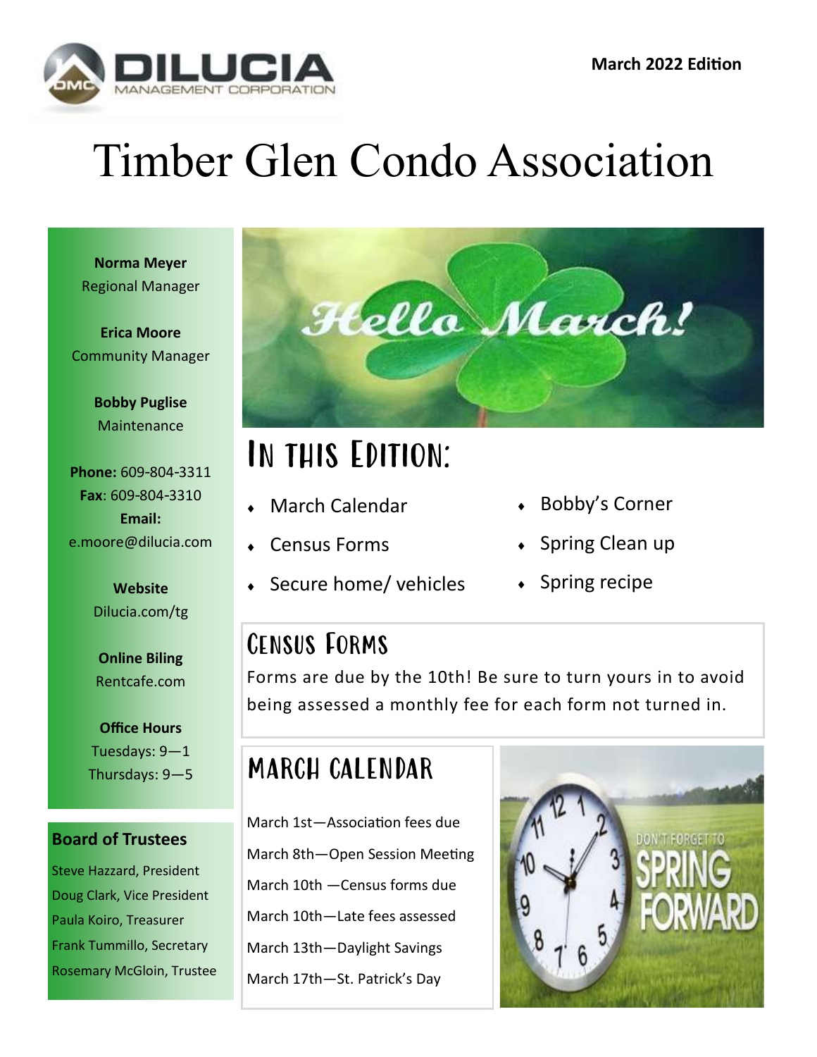**March 2022 Edition**

# Timber Glen Condo Association

**Norma Meyer**
Regional Manager

**Erica Moore**
Community Manager

**Bobby Puglise**
Maintenance

**Phone:** 609-804-3311
**Fax**: 609-804-3310
**Email:**
e.moore@dilucia.com

**Website**
Dilucia.com/tg

**Online Biling**
Rentcafe.com

**Office Hours**
Tuesdays: 9—1
Thursdays: 9—5

**Board of Trustees**

Steve Hazzard, President
Doug Clark, Vice President
Paula Koiro, Treasurer
Frank Tummillo, Secretary
Rosemary McGloin, Trustee

Hello March!

## In this Edition:

- March Calendar
- Census Forms
- Secure home/ vehicles
- Bobby's Corner
- Spring Clean up
- Spring recipe

## Census Forms

Forms are due by the 10th! Be sure to turn yours in to avoid being assessed a monthly fee for each form not turned in.

## March Calendar

March 1st—Association fees due

March 8th—Open Session Meeting

March 10th —Census forms due

March 10th—Late fees assessed

March 13th—Daylight Savings

March 17th—St. Patrick's Day

DON'T FORGET TO SPRING FORWARD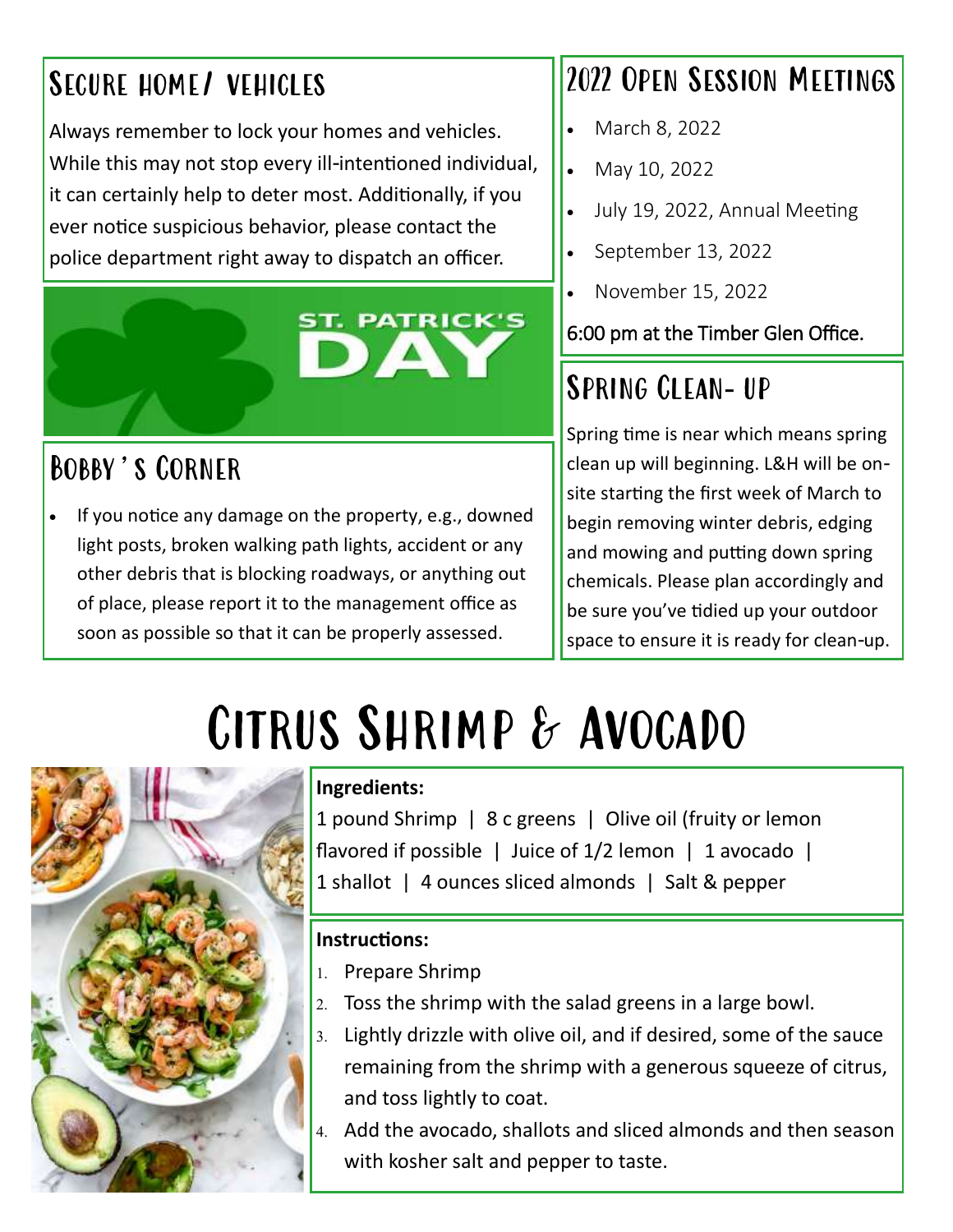## Secure home/ vehicles

Always remember to lock your homes and vehicles. While this may not stop every ill-intentioned individual, it can certainly help to deter most. Additionally, if you ever notice suspicious behavior, please contact the police department right away to dispatch an officer.

ST. PATRICK'S DAY

## Bobby's Corner

- If you notice any damage on the property, e.g., downed light posts, broken walking path lights, accident or any other debris that is blocking roadways, or anything out of place, please report it to the management office as soon as possible so that it can be properly assessed.

## 2022 Open Session Meetings

- March 8, 2022
- May 10, 2022
- July 19, 2022, Annual Meeting
- September 13, 2022
- November 15, 2022

6:00 pm at the Timber Glen Office.

## Spring Clean- up

Spring time is near which means spring clean up will beginning. L&H will be on-site starting the first week of March to begin removing winter debris, edging and mowing and putting down spring chemicals. Please plan accordingly and be sure you've tidied up your outdoor space to ensure it is ready for clean-up.

# Citrus Shrimp & Avocado

**Ingredients:**

1 pound Shrimp | 8 c greens | Olive oil (fruity or lemon flavored if possible | Juice of 1/2 lemon | 1 avocado | 1 shallot | 4 ounces sliced almonds | Salt & pepper

**Instructions:**

1. Prepare Shrimp
2. Toss the shrimp with the salad greens in a large bowl.
3. Lightly drizzle with olive oil, and if desired, some of the sauce remaining from the shrimp with a generous squeeze of citrus, and toss lightly to coat.
4. Add the avocado, shallots and sliced almonds and then season with kosher salt and pepper to taste.